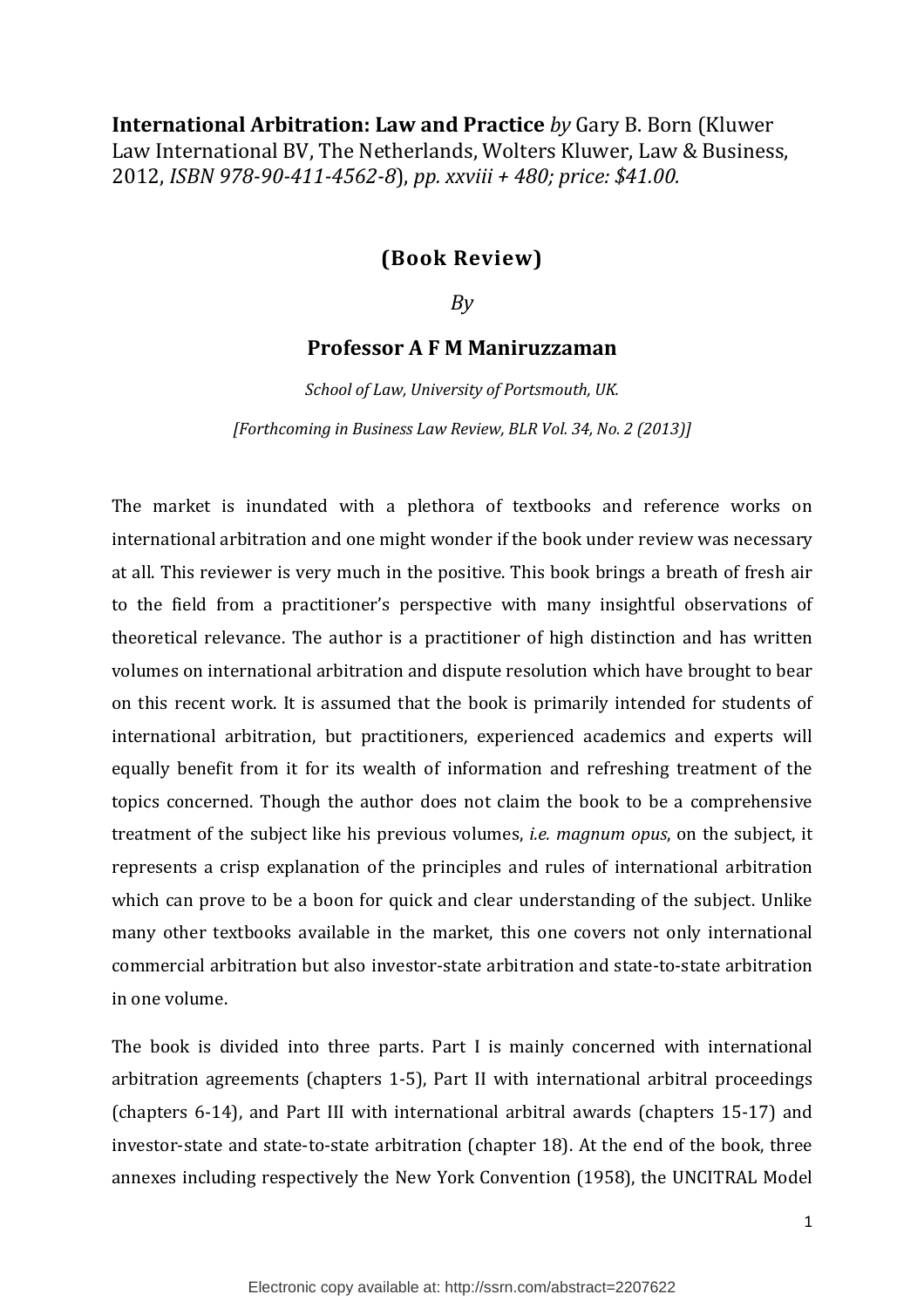**International Arbitration: Law and Practice** *by* Gary B. Born (Kluwer Law International BV, The Netherlands, Wolters Kluwer, Law & Business, 2012, *ISBN 978-90-411-4562-8*), *pp. xxviii + 480; price: $41.00.*

## (Book Review)

*By*

**Professor A F M Maniruzzaman**

*School of Law, University of Portsmouth, UK.*

*[Forthcoming in Business Law Review, BLR Vol. 34, No. 2 (2013)]*

The market is inundated with a plethora of textbooks and reference works on international arbitration and one might wonder if the book under review was necessary at all. This reviewer is very much in the positive. This book brings a breath of fresh air to the field from a practitioner's perspective with many insightful observations of theoretical relevance. The author is a practitioner of high distinction and has written volumes on international arbitration and dispute resolution which have brought to bear on this recent work. It is assumed that the book is primarily intended for students of international arbitration, but practitioners, experienced academics and experts will equally benefit from it for its wealth of information and refreshing treatment of the topics concerned. Though the author does not claim the book to be a comprehensive treatment of the subject like his previous volumes, *i.e. magnum opus*, on the subject, it represents a crisp explanation of the principles and rules of international arbitration which can prove to be a boon for quick and clear understanding of the subject. Unlike many other textbooks available in the market, this one covers not only international commercial arbitration but also investor-state arbitration and state-to-state arbitration in one volume.

The book is divided into three parts. Part I is mainly concerned with international arbitration agreements (chapters 1-5), Part II with international arbitral proceedings (chapters 6-14), and Part III with international arbitral awards (chapters 15-17) and investor-state and state-to-state arbitration (chapter 18). At the end of the book, three annexes including respectively the New York Convention (1958), the UNCITRAL Model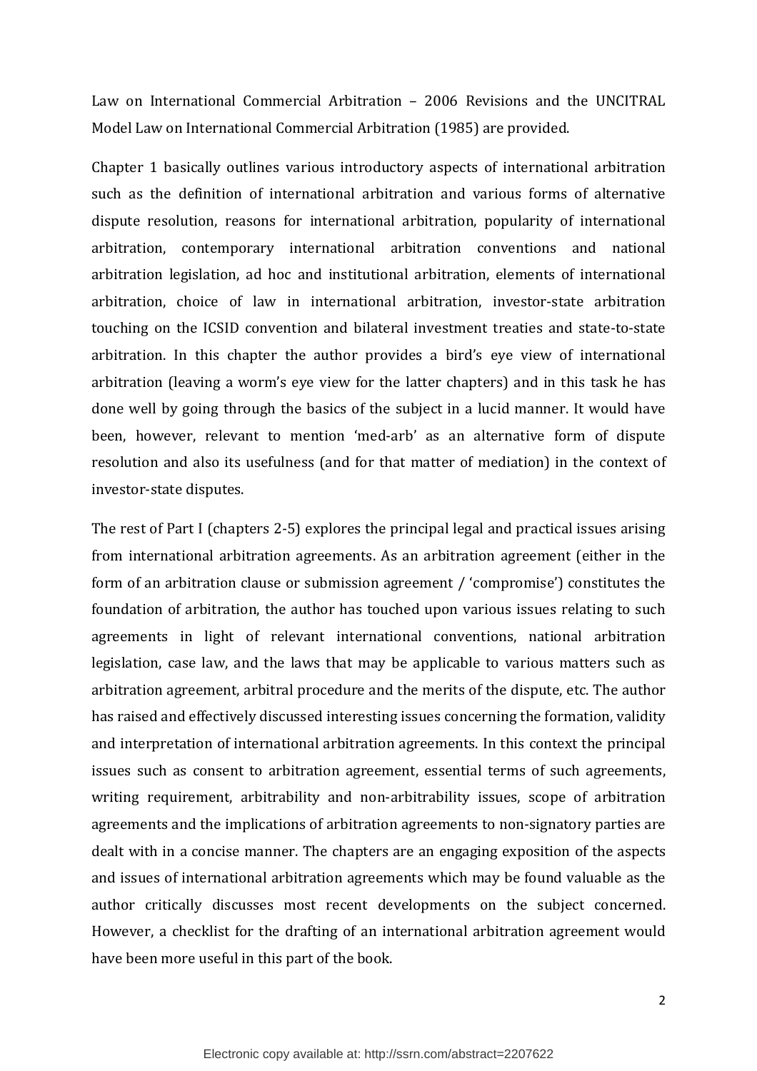Law on International Commercial Arbitration – 2006 Revisions and the UNCITRAL Model Law on International Commercial Arbitration (1985) are provided.

Chapter 1 basically outlines various introductory aspects of international arbitration such as the definition of international arbitration and various forms of alternative dispute resolution, reasons for international arbitration, popularity of international arbitration, contemporary international arbitration conventions and national arbitration legislation, ad hoc and institutional arbitration, elements of international arbitration, choice of law in international arbitration, investor-state arbitration touching on the ICSID convention and bilateral investment treaties and state-to-state arbitration. In this chapter the author provides a bird's eye view of international arbitration (leaving a worm's eye view for the latter chapters) and in this task he has done well by going through the basics of the subject in a lucid manner. It would have been, however, relevant to mention 'med-arb' as an alternative form of dispute resolution and also its usefulness (and for that matter of mediation) in the context of investor-state disputes.

The rest of Part I (chapters 2-5) explores the principal legal and practical issues arising from international arbitration agreements. As an arbitration agreement (either in the form of an arbitration clause or submission agreement / 'compromise') constitutes the foundation of arbitration, the author has touched upon various issues relating to such agreements in light of relevant international conventions, national arbitration legislation, case law, and the laws that may be applicable to various matters such as arbitration agreement, arbitral procedure and the merits of the dispute, etc. The author has raised and effectively discussed interesting issues concerning the formation, validity and interpretation of international arbitration agreements. In this context the principal issues such as consent to arbitration agreement, essential terms of such agreements, writing requirement, arbitrability and non-arbitrability issues, scope of arbitration agreements and the implications of arbitration agreements to non-signatory parties are dealt with in a concise manner. The chapters are an engaging exposition of the aspects and issues of international arbitration agreements which may be found valuable as the author critically discusses most recent developments on the subject concerned. However, a checklist for the drafting of an international arbitration agreement would have been more useful in this part of the book.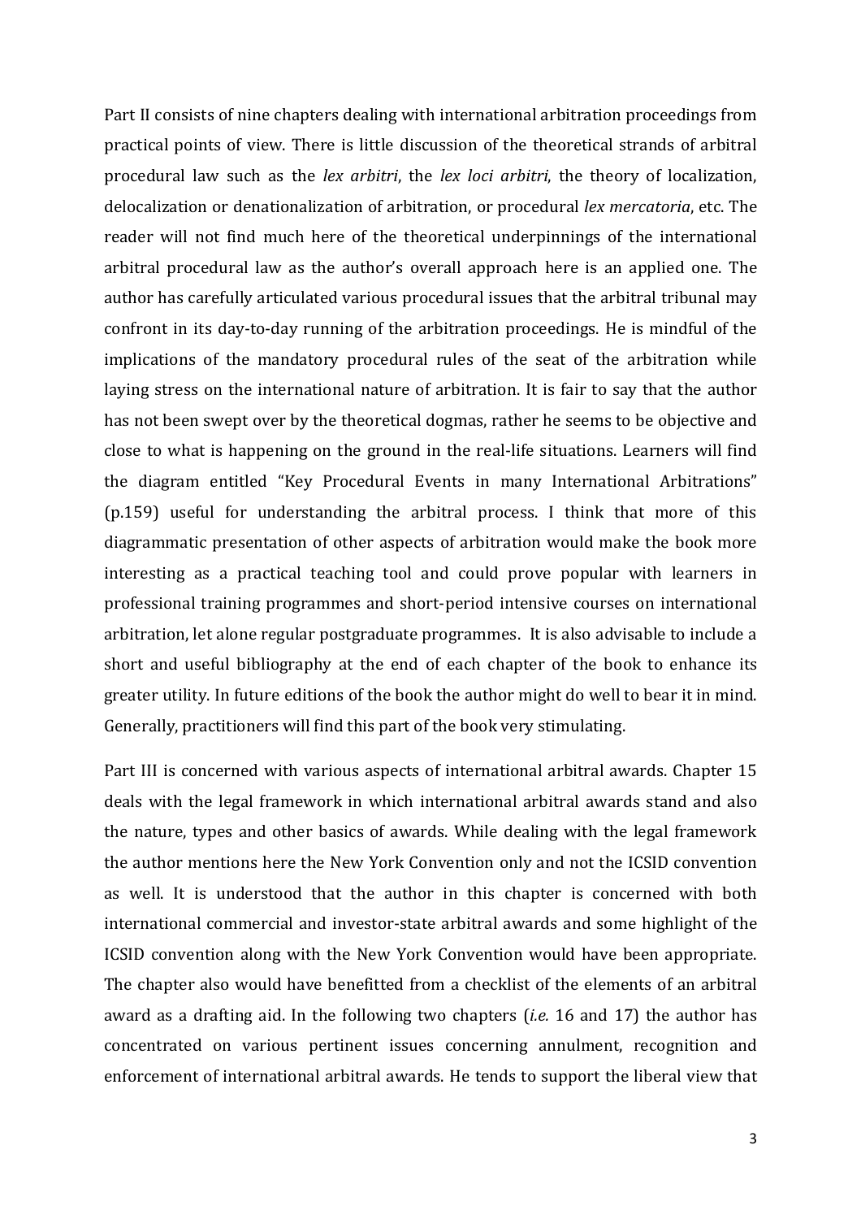Part II consists of nine chapters dealing with international arbitration proceedings from practical points of view. There is little discussion of the theoretical strands of arbitral procedural law such as the *lex arbitri*, the *lex loci arbitri*, the theory of localization, delocalization or denationalization of arbitration, or procedural *lex mercatoria*, etc. The reader will not find much here of the theoretical underpinnings of the international arbitral procedural law as the author's overall approach here is an applied one. The author has carefully articulated various procedural issues that the arbitral tribunal may confront in its day-to-day running of the arbitration proceedings. He is mindful of the implications of the mandatory procedural rules of the seat of the arbitration while laying stress on the international nature of arbitration. It is fair to say that the author has not been swept over by the theoretical dogmas, rather he seems to be objective and close to what is happening on the ground in the real-life situations. Learners will find the diagram entitled "Key Procedural Events in many International Arbitrations" (p.159) useful for understanding the arbitral process. I think that more of this diagrammatic presentation of other aspects of arbitration would make the book more interesting as a practical teaching tool and could prove popular with learners in professional training programmes and short-period intensive courses on international arbitration, let alone regular postgraduate programmes. It is also advisable to include a short and useful bibliography at the end of each chapter of the book to enhance its greater utility. In future editions of the book the author might do well to bear it in mind. Generally, practitioners will find this part of the book very stimulating.

Part III is concerned with various aspects of international arbitral awards. Chapter 15 deals with the legal framework in which international arbitral awards stand and also the nature, types and other basics of awards. While dealing with the legal framework the author mentions here the New York Convention only and not the ICSID convention as well. It is understood that the author in this chapter is concerned with both international commercial and investor-state arbitral awards and some highlight of the ICSID convention along with the New York Convention would have been appropriate. The chapter also would have benefitted from a checklist of the elements of an arbitral award as a drafting aid. In the following two chapters (*i.e.* 16 and 17) the author has concentrated on various pertinent issues concerning annulment, recognition and enforcement of international arbitral awards. He tends to support the liberal view that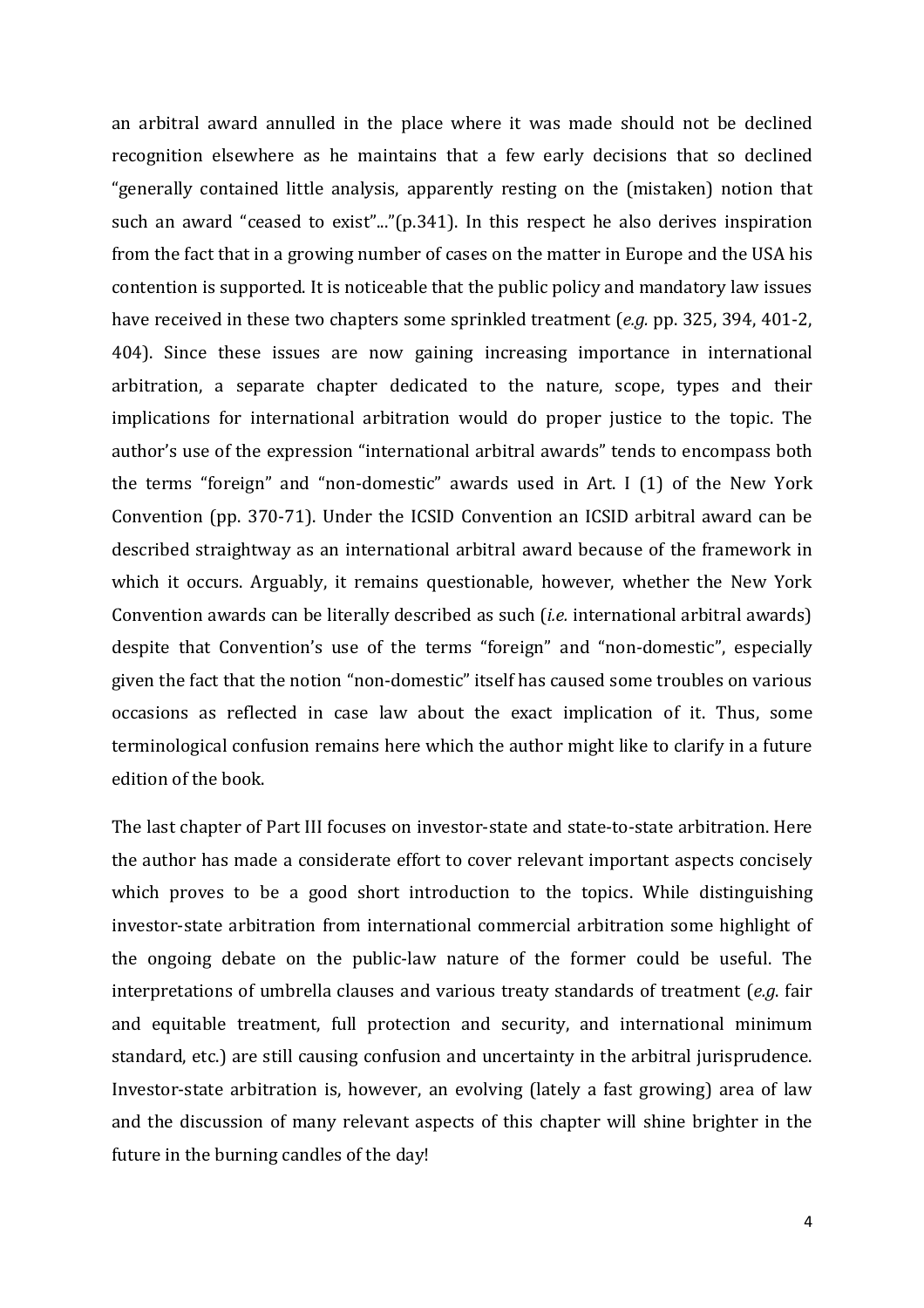an arbitral award annulled in the place where it was made should not be declined recognition elsewhere as he maintains that a few early decisions that so declined "generally contained little analysis, apparently resting on the (mistaken) notion that such an award "ceased to exist"..."(p.341). In this respect he also derives inspiration from the fact that in a growing number of cases on the matter in Europe and the USA his contention is supported. It is noticeable that the public policy and mandatory law issues have received in these two chapters some sprinkled treatment (*e.g.* pp. 325, 394, 401-2, 404). Since these issues are now gaining increasing importance in international arbitration, a separate chapter dedicated to the nature, scope, types and their implications for international arbitration would do proper justice to the topic. The author's use of the expression "international arbitral awards" tends to encompass both the terms "foreign" and "non-domestic" awards used in Art. I (1) of the New York Convention (pp. 370-71). Under the ICSID Convention an ICSID arbitral award can be described straightway as an international arbitral award because of the framework in which it occurs. Arguably, it remains questionable, however, whether the New York Convention awards can be literally described as such (*i.e.* international arbitral awards) despite that Convention's use of the terms "foreign" and "non-domestic", especially given the fact that the notion "non-domestic" itself has caused some troubles on various occasions as reflected in case law about the exact implication of it. Thus, some terminological confusion remains here which the author might like to clarify in a future edition of the book.

The last chapter of Part III focuses on investor-state and state-to-state arbitration. Here the author has made a considerate effort to cover relevant important aspects concisely which proves to be a good short introduction to the topics. While distinguishing investor-state arbitration from international commercial arbitration some highlight of the ongoing debate on the public-law nature of the former could be useful. The interpretations of umbrella clauses and various treaty standards of treatment (*e.g.* fair and equitable treatment, full protection and security, and international minimum standard, etc.) are still causing confusion and uncertainty in the arbitral jurisprudence. Investor-state arbitration is, however, an evolving (lately a fast growing) area of law and the discussion of many relevant aspects of this chapter will shine brighter in the future in the burning candles of the day!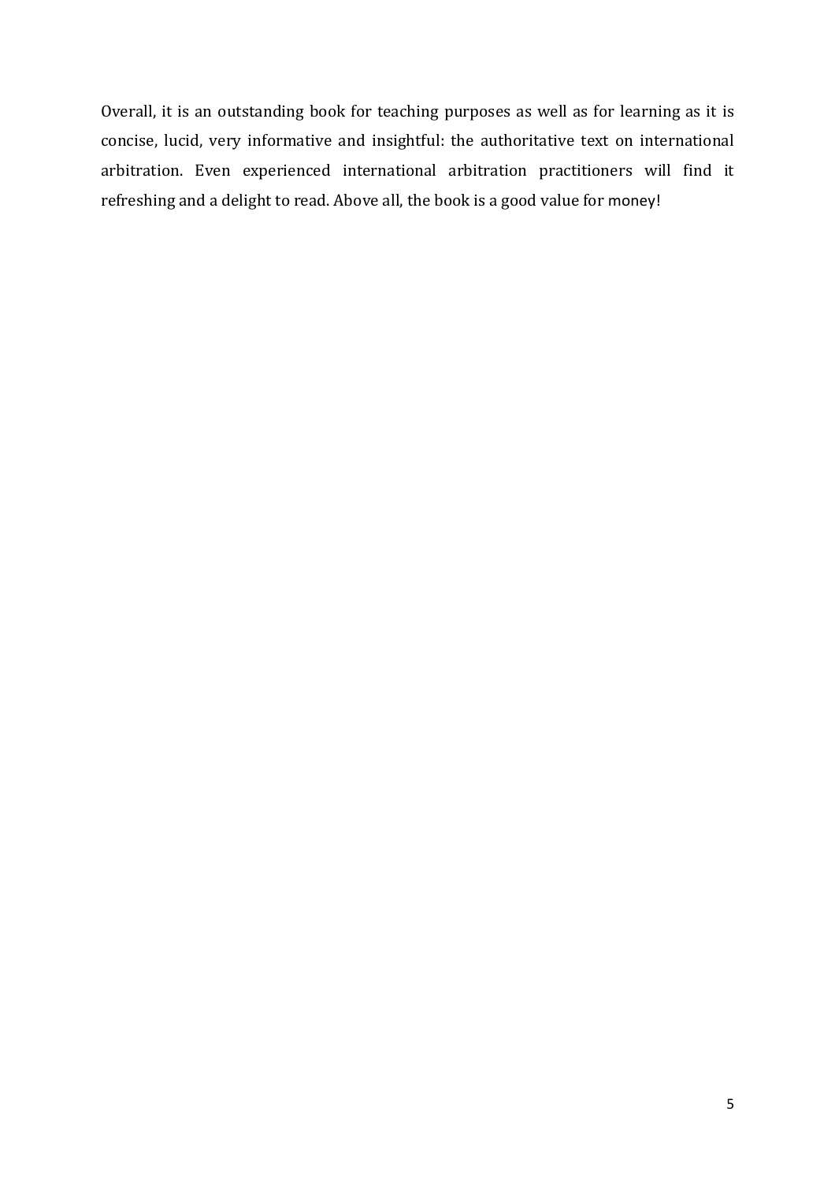Overall, it is an outstanding book for teaching purposes as well as for learning as it is concise, lucid, very informative and insightful: the authoritative text on international arbitration. Even experienced international arbitration practitioners will find it refreshing and a delight to read. Above all, the book is a good value for money!